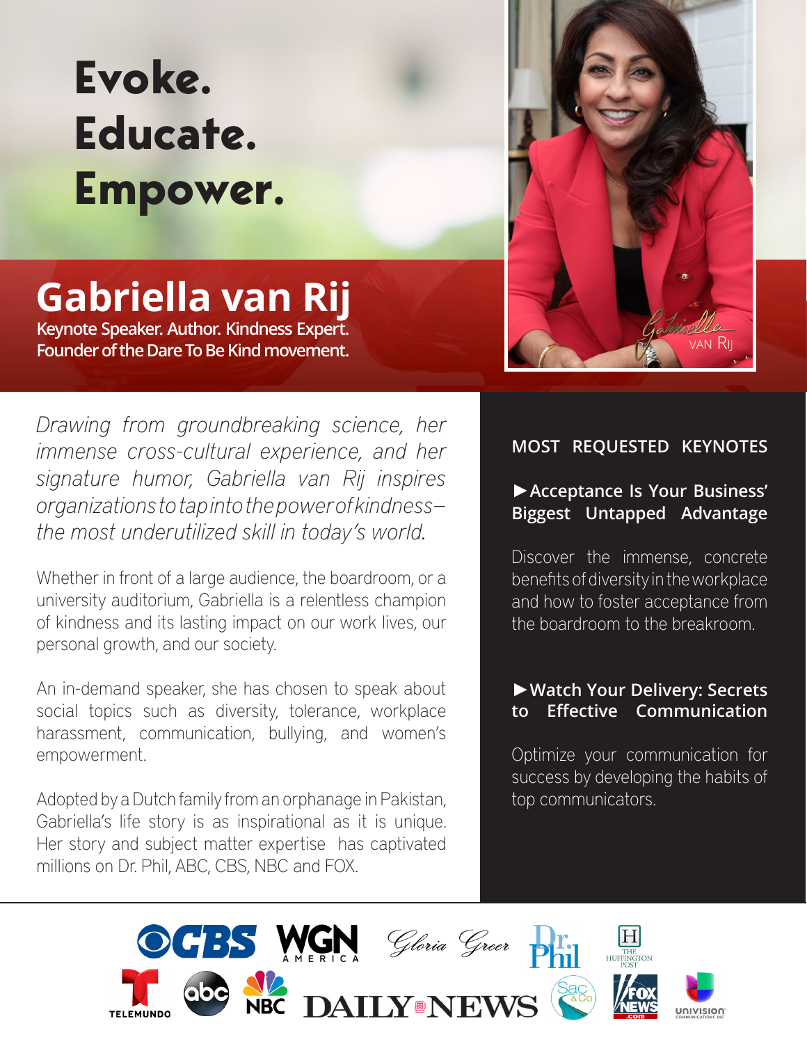# Evoke. Educate. Empower.

## Gabriella van Rij

**Keynote Speaker. Author. Kindness Expert.**
**Founder of the Dare To Be Kind movement.**

*Drawing from groundbreaking science, her immense cross-cultural experience, and her signature humor, Gabriella van Rij inspires organizations to tap into the power of kindness–the most underutilized skill in today's world.*

Whether in front of a large audience, the boardroom, or a university auditorium, Gabriella is a relentless champion of kindness and its lasting impact on our work lives, our personal growth, and our society.

An in-demand speaker, she has chosen to speak about social topics such as diversity, tolerance, workplace harassment, communication, bullying, and women's empowerment.

Adopted by a Dutch family from an orphanage in Pakistan, Gabriella's life story is as inspirational as it is unique. Her story and subject matter expertise has captivated millions on Dr. Phil, ABC, CBS, NBC and FOX.

### MOST REQUESTED KEYNOTES

**►Acceptance Is Your Business' Biggest Untapped Advantage**

Discover the immense, concrete benefits of diversity in the workplace and how to foster acceptance from the boardroom to the breakroom.

**►Watch Your Delivery: Secrets to Effective Communication**

Optimize your communication for success by developing the habits of top communicators.

CBS · WGN America · Gloria Greer · Dr. Phil · The Huffington Post · Telemundo · abc · NBC · Daily News · Sac & Co · Fox News.com · Univision Communications Inc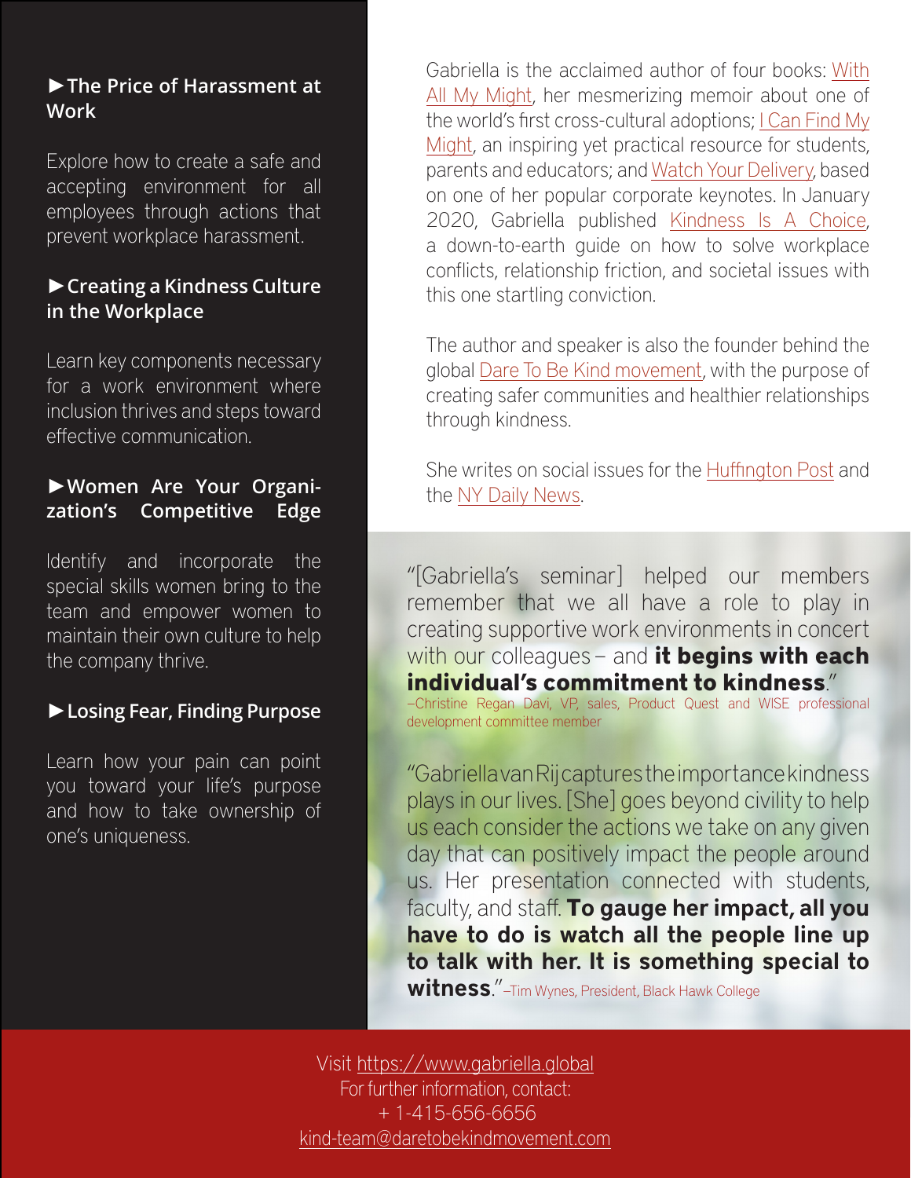### ►The Price of Harassment at Work

Explore how to create a safe and accepting environment for all employees through actions that prevent workplace harassment.

### ►Creating a Kindness Culture in the Workplace

Learn key components necessary for a work environment where inclusion thrives and steps toward effective communication.

### ►Women Are Your Organization's Competitive Edge

Identify and incorporate the special skills women bring to the team and empower women to maintain their own culture to help the company thrive.

### ►Losing Fear, Finding Purpose

Learn how your pain can point you toward your life's purpose and how to take ownership of one's uniqueness.

Gabriella is the acclaimed author of four books: With All My Might, her mesmerizing memoir about one of the world's first cross-cultural adoptions; I Can Find My Might, an inspiring yet practical resource for students, parents and educators; and Watch Your Delivery, based on one of her popular corporate keynotes. In January 2020, Gabriella published Kindness Is A Choice, a down-to-earth guide on how to solve workplace conflicts, relationship friction, and societal issues with this one startling conviction.

The author and speaker is also the founder behind the global Dare To Be Kind movement, with the purpose of creating safer communities and healthier relationships through kindness.

She writes on social issues for the Huffington Post and the NY Daily News.

"[Gabriella's seminar] helped our members remember that we all have a role to play in creating supportive work environments in concert with our colleagues – and **it begins with each individual's commitment to kindness**."
–Christine Regan Davi, VP, sales, Product Quest and WISE professional development committee member

"Gabriella van Rij captures the importance kindness plays in our lives. [She] goes beyond civility to help us each consider the actions we take on any given day that can positively impact the people around us. Her presentation connected with students, faculty, and staff. **To gauge her impact, all you have to do is watch all the people line up to talk with her. It is something special to witness**."–Tim Wynes, President, Black Hawk College

Visit https://www.gabriella.global
For further information, contact:
+ 1-415-656-6656
kind-team@daretobekindmovement.com